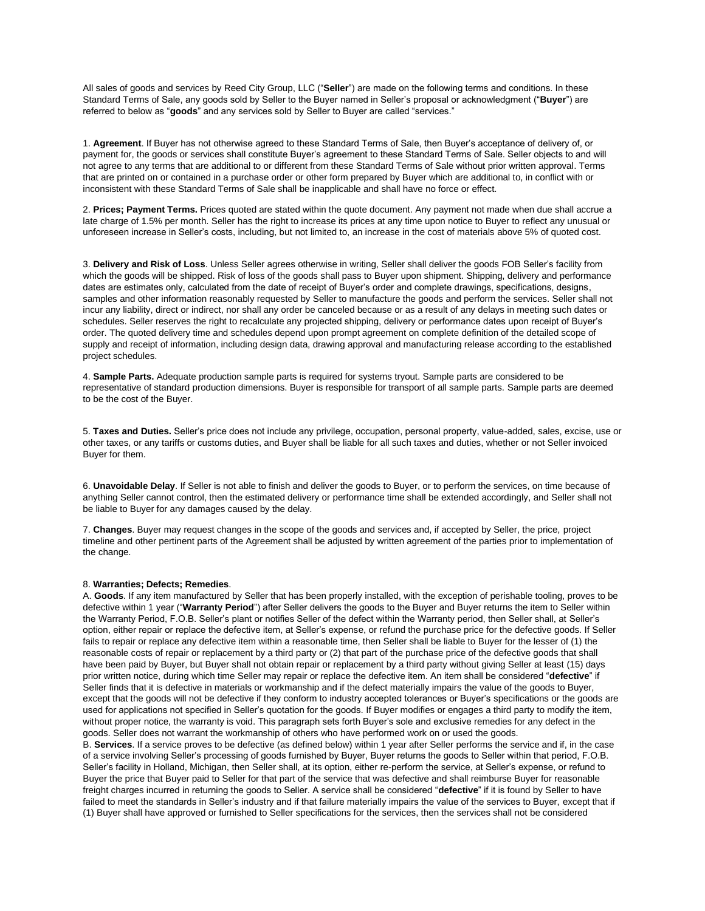All sales of goods and services by Reed City Group, LLC ("**Seller**") are made on the following terms and conditions. In these Standard Terms of Sale, any goods sold by Seller to the Buyer named in Seller's proposal or acknowledgment ("**Buyer**") are referred to below as "**goods**" and any services sold by Seller to Buyer are called "services."

1. **Agreement**. If Buyer has not otherwise agreed to these Standard Terms of Sale, then Buyer's acceptance of delivery of, or payment for, the goods or services shall constitute Buyer's agreement to these Standard Terms of Sale. Seller objects to and will not agree to any terms that are additional to or different from these Standard Terms of Sale without prior written approval. Terms that are printed on or contained in a purchase order or other form prepared by Buyer which are additional to, in conflict with or inconsistent with these Standard Terms of Sale shall be inapplicable and shall have no force or effect.

2. **Prices; Payment Terms.** Prices quoted are stated within the quote document. Any payment not made when due shall accrue a late charge of 1.5% per month. Seller has the right to increase its prices at any time upon notice to Buyer to reflect any unusual or unforeseen increase in Seller's costs, including, but not limited to, an increase in the cost of materials above 5% of quoted cost.

3. **Delivery and Risk of Loss**. Unless Seller agrees otherwise in writing, Seller shall deliver the goods FOB Seller's facility from which the goods will be shipped. Risk of loss of the goods shall pass to Buyer upon shipment. Shipping, delivery and performance dates are estimates only, calculated from the date of receipt of Buyer's order and complete drawings, specifications, designs, samples and other information reasonably requested by Seller to manufacture the goods and perform the services. Seller shall not incur any liability, direct or indirect, nor shall any order be canceled because or as a result of any delays in meeting such dates or schedules. Seller reserves the right to recalculate any projected shipping, delivery or performance dates upon receipt of Buyer's order. The quoted delivery time and schedules depend upon prompt agreement on complete definition of the detailed scope of supply and receipt of information, including design data, drawing approval and manufacturing release according to the established project schedules.

4. **Sample Parts.** Adequate production sample parts is required for systems tryout. Sample parts are considered to be representative of standard production dimensions. Buyer is responsible for transport of all sample parts. Sample parts are deemed to be the cost of the Buyer.

5. **Taxes and Duties.** Seller's price does not include any privilege, occupation, personal property, value-added, sales, excise, use or other taxes, or any tariffs or customs duties, and Buyer shall be liable for all such taxes and duties, whether or not Seller invoiced Buyer for them.

6. **Unavoidable Delay**. If Seller is not able to finish and deliver the goods to Buyer, or to perform the services, on time because of anything Seller cannot control, then the estimated delivery or performance time shall be extended accordingly, and Seller shall not be liable to Buyer for any damages caused by the delay.

7. **Changes**. Buyer may request changes in the scope of the goods and services and, if accepted by Seller, the price, project timeline and other pertinent parts of the Agreement shall be adjusted by written agreement of the parties prior to implementation of the change.

8. **Warranties; Defects; Remedies**.

A. **Goods**. If any item manufactured by Seller that has been properly installed, with the exception of perishable tooling, proves to be defective within 1 year ("**Warranty Period**") after Seller delivers the goods to the Buyer and Buyer returns the item to Seller within the Warranty Period, F.O.B. Seller's plant or notifies Seller of the defect within the Warranty period, then Seller shall, at Seller's option, either repair or replace the defective item, at Seller's expense, or refund the purchase price for the defective goods. If Seller fails to repair or replace any defective item within a reasonable time, then Seller shall be liable to Buyer for the lesser of (1) the reasonable costs of repair or replacement by a third party or (2) that part of the purchase price of the defective goods that shall have been paid by Buyer, but Buyer shall not obtain repair or replacement by a third party without giving Seller at least (15) days prior written notice, during which time Seller may repair or replace the defective item. An item shall be considered "**defective**" if Seller finds that it is defective in materials or workmanship and if the defect materially impairs the value of the goods to Buyer, except that the goods will not be defective if they conform to industry accepted tolerances or Buyer's specifications or the goods are used for applications not specified in Seller's quotation for the goods. If Buyer modifies or engages a third party to modify the item, without proper notice, the warranty is void. This paragraph sets forth Buyer's sole and exclusive remedies for any defect in the goods. Seller does not warrant the workmanship of others who have performed work on or used the goods.

B. **Services**. If a service proves to be defective (as defined below) within 1 year after Seller performs the service and if, in the case of a service involving Seller's processing of goods furnished by Buyer, Buyer returns the goods to Seller within that period, F.O.B. Seller's facility in Holland, Michigan, then Seller shall, at its option, either re-perform the service, at Seller's expense, or refund to Buyer the price that Buyer paid to Seller for that part of the service that was defective and shall reimburse Buyer for reasonable freight charges incurred in returning the goods to Seller. A service shall be considered "**defective**" if it is found by Seller to have failed to meet the standards in Seller's industry and if that failure materially impairs the value of the services to Buyer, except that if (1) Buyer shall have approved or furnished to Seller specifications for the services, then the services shall not be considered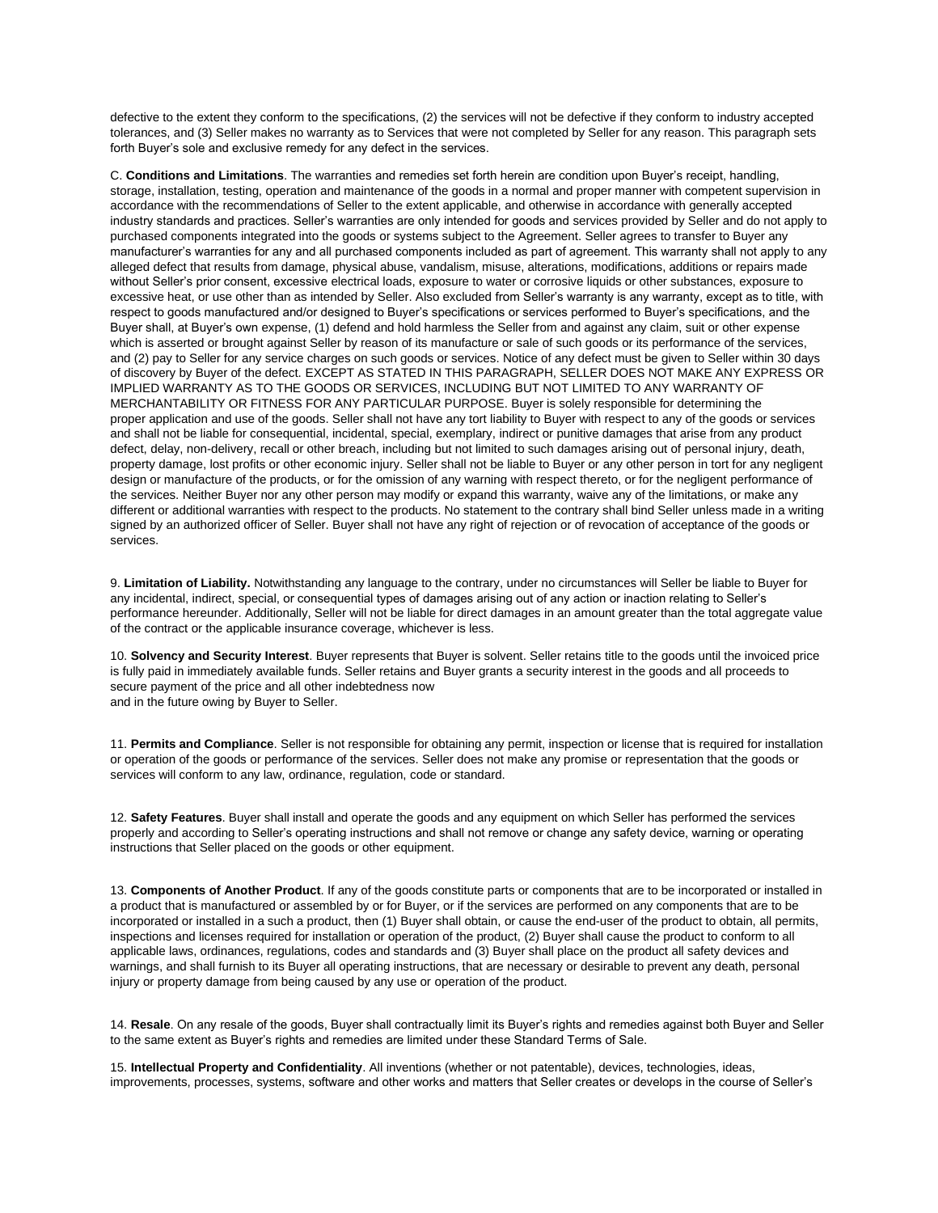defective to the extent they conform to the specifications, (2) the services will not be defective if they conform to industry accepted tolerances, and (3) Seller makes no warranty as to Services that were not completed by Seller for any reason. This paragraph sets forth Buyer's sole and exclusive remedy for any defect in the services.

C. **Conditions and Limitations**. The warranties and remedies set forth herein are condition upon Buyer's receipt, handling, storage, installation, testing, operation and maintenance of the goods in a normal and proper manner with competent supervision in accordance with the recommendations of Seller to the extent applicable, and otherwise in accordance with generally accepted industry standards and practices. Seller's warranties are only intended for goods and services provided by Seller and do not apply to purchased components integrated into the goods or systems subject to the Agreement. Seller agrees to transfer to Buyer any manufacturer's warranties for any and all purchased components included as part of agreement. This warranty shall not apply to any alleged defect that results from damage, physical abuse, vandalism, misuse, alterations, modifications, additions or repairs made without Seller's prior consent, excessive electrical loads, exposure to water or corrosive liquids or other substances, exposure to excessive heat, or use other than as intended by Seller. Also excluded from Seller's warranty is any warranty, except as to title, with respect to goods manufactured and/or designed to Buyer's specifications or services performed to Buyer's specifications, and the Buyer shall, at Buyer's own expense, (1) defend and hold harmless the Seller from and against any claim, suit or other expense which is asserted or brought against Seller by reason of its manufacture or sale of such goods or its performance of the services, and (2) pay to Seller for any service charges on such goods or services. Notice of any defect must be given to Seller within 30 days of discovery by Buyer of the defect. EXCEPT AS STATED IN THIS PARAGRAPH, SELLER DOES NOT MAKE ANY EXPRESS OR IMPLIED WARRANTY AS TO THE GOODS OR SERVICES, INCLUDING BUT NOT LIMITED TO ANY WARRANTY OF MERCHANTABILITY OR FITNESS FOR ANY PARTICULAR PURPOSE. Buyer is solely responsible for determining the proper application and use of the goods. Seller shall not have any tort liability to Buyer with respect to any of the goods or services and shall not be liable for consequential, incidental, special, exemplary, indirect or punitive damages that arise from any product defect, delay, non-delivery, recall or other breach, including but not limited to such damages arising out of personal injury, death, property damage, lost profits or other economic injury. Seller shall not be liable to Buyer or any other person in tort for any negligent design or manufacture of the products, or for the omission of any warning with respect thereto, or for the negligent performance of the services. Neither Buyer nor any other person may modify or expand this warranty, waive any of the limitations, or make any different or additional warranties with respect to the products. No statement to the contrary shall bind Seller unless made in a writing signed by an authorized officer of Seller. Buyer shall not have any right of rejection or of revocation of acceptance of the goods or services.

9. **Limitation of Liability.** Notwithstanding any language to the contrary, under no circumstances will Seller be liable to Buyer for any incidental, indirect, special, or consequential types of damages arising out of any action or inaction relating to Seller's performance hereunder. Additionally, Seller will not be liable for direct damages in an amount greater than the total aggregate value of the contract or the applicable insurance coverage, whichever is less.

10. **Solvency and Security Interest**. Buyer represents that Buyer is solvent. Seller retains title to the goods until the invoiced price is fully paid in immediately available funds. Seller retains and Buyer grants a security interest in the goods and all proceeds to secure payment of the price and all other indebtedness now and in the future owing by Buyer to Seller.

11. **Permits and Compliance**. Seller is not responsible for obtaining any permit, inspection or license that is required for installation or operation of the goods or performance of the services. Seller does not make any promise or representation that the goods or services will conform to any law, ordinance, regulation, code or standard.

12. **Safety Features**. Buyer shall install and operate the goods and any equipment on which Seller has performed the services properly and according to Seller's operating instructions and shall not remove or change any safety device, warning or operating instructions that Seller placed on the goods or other equipment.

13. **Components of Another Product**. If any of the goods constitute parts or components that are to be incorporated or installed in a product that is manufactured or assembled by or for Buyer, or if the services are performed on any components that are to be incorporated or installed in a such a product, then (1) Buyer shall obtain, or cause the end-user of the product to obtain, all permits, inspections and licenses required for installation or operation of the product, (2) Buyer shall cause the product to conform to all applicable laws, ordinances, regulations, codes and standards and (3) Buyer shall place on the product all safety devices and warnings, and shall furnish to its Buyer all operating instructions, that are necessary or desirable to prevent any death, personal injury or property damage from being caused by any use or operation of the product.

14. **Resale**. On any resale of the goods, Buyer shall contractually limit its Buyer's rights and remedies against both Buyer and Seller to the same extent as Buyer's rights and remedies are limited under these Standard Terms of Sale.

15. **Intellectual Property and Confidentiality**. All inventions (whether or not patentable), devices, technologies, ideas, improvements, processes, systems, software and other works and matters that Seller creates or develops in the course of Seller's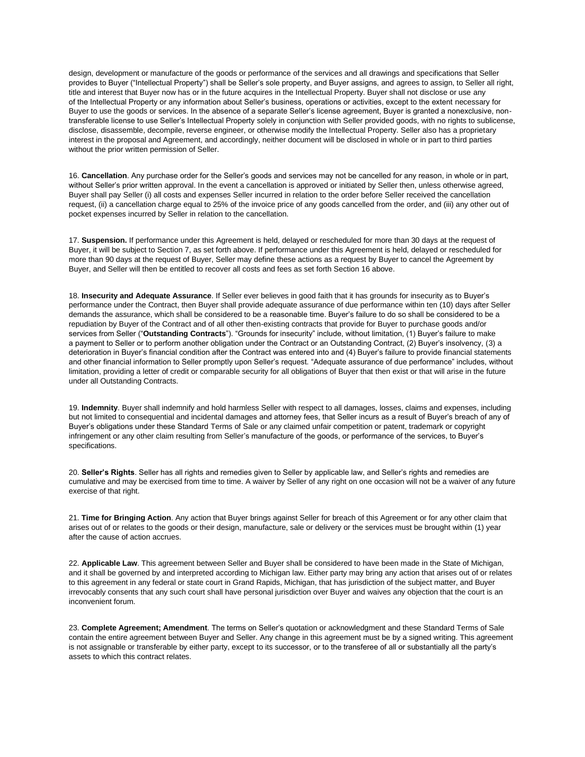design, development or manufacture of the goods or performance of the services and all drawings and specifications that Seller provides to Buyer ("Intellectual Property") shall be Seller's sole property, and Buyer assigns, and agrees to assign, to Seller all right, title and interest that Buyer now has or in the future acquires in the Intellectual Property. Buyer shall not disclose or use any of the Intellectual Property or any information about Seller's business, operations or activities, except to the extent necessary for Buyer to use the goods or services. In the absence of a separate Seller's license agreement, Buyer is granted a nonexclusive, non-transferable license to use Seller's Intellectual Property solely in conjunction with Seller provided goods, with no rights to sublicense, disclose, disassemble, decompile, reverse engineer, or otherwise modify the Intellectual Property. Seller also has a proprietary interest in the proposal and Agreement, and accordingly, neither document will be disclosed in whole or in part to third parties without the prior written permission of Seller.

16. **Cancellation**. Any purchase order for the Seller's goods and services may not be cancelled for any reason, in whole or in part, without Seller's prior written approval. In the event a cancellation is approved or initiated by Seller then, unless otherwise agreed, Buyer shall pay Seller (i) all costs and expenses Seller incurred in relation to the order before Seller received the cancellation request, (ii) a cancellation charge equal to 25% of the invoice price of any goods cancelled from the order, and (iii) any other out of pocket expenses incurred by Seller in relation to the cancellation.

17. **Suspension.** If performance under this Agreement is held, delayed or rescheduled for more than 30 days at the request of Buyer, it will be subject to Section 7, as set forth above. If performance under this Agreement is held, delayed or rescheduled for more than 90 days at the request of Buyer, Seller may define these actions as a request by Buyer to cancel the Agreement by Buyer, and Seller will then be entitled to recover all costs and fees as set forth Section 16 above.

18. **Insecurity and Adequate Assurance**. If Seller ever believes in good faith that it has grounds for insecurity as to Buyer's performance under the Contract, then Buyer shall provide adequate assurance of due performance within ten (10) days after Seller demands the assurance, which shall be considered to be a reasonable time. Buyer's failure to do so shall be considered to be a repudiation by Buyer of the Contract and of all other then-existing contracts that provide for Buyer to purchase goods and/or services from Seller ("**Outstanding Contracts**"). "Grounds for insecurity" include, without limitation, (1) Buyer's failure to make a payment to Seller or to perform another obligation under the Contract or an Outstanding Contract, (2) Buyer's insolvency, (3) a deterioration in Buyer's financial condition after the Contract was entered into and (4) Buyer's failure to provide financial statements and other financial information to Seller promptly upon Seller's request. "Adequate assurance of due performance" includes, without limitation, providing a letter of credit or comparable security for all obligations of Buyer that then exist or that will arise in the future under all Outstanding Contracts.

19. **Indemnity**. Buyer shall indemnify and hold harmless Seller with respect to all damages, losses, claims and expenses, including but not limited to consequential and incidental damages and attorney fees, that Seller incurs as a result of Buyer's breach of any of Buyer's obligations under these Standard Terms of Sale or any claimed unfair competition or patent, trademark or copyright infringement or any other claim resulting from Seller's manufacture of the goods, or performance of the services, to Buyer's specifications.

20. **Seller's Rights**. Seller has all rights and remedies given to Seller by applicable law, and Seller's rights and remedies are cumulative and may be exercised from time to time. A waiver by Seller of any right on one occasion will not be a waiver of any future exercise of that right.

21. **Time for Bringing Action**. Any action that Buyer brings against Seller for breach of this Agreement or for any other claim that arises out of or relates to the goods or their design, manufacture, sale or delivery or the services must be brought within (1) year after the cause of action accrues.

22. **Applicable Law**. This agreement between Seller and Buyer shall be considered to have been made in the State of Michigan, and it shall be governed by and interpreted according to Michigan law. Either party may bring any action that arises out of or relates to this agreement in any federal or state court in Grand Rapids, Michigan, that has jurisdiction of the subject matter, and Buyer irrevocably consents that any such court shall have personal jurisdiction over Buyer and waives any objection that the court is an inconvenient forum.

23. **Complete Agreement; Amendment**. The terms on Seller's quotation or acknowledgment and these Standard Terms of Sale contain the entire agreement between Buyer and Seller. Any change in this agreement must be by a signed writing. This agreement is not assignable or transferable by either party, except to its successor, or to the transferee of all or substantially all the party's assets to which this contract relates.